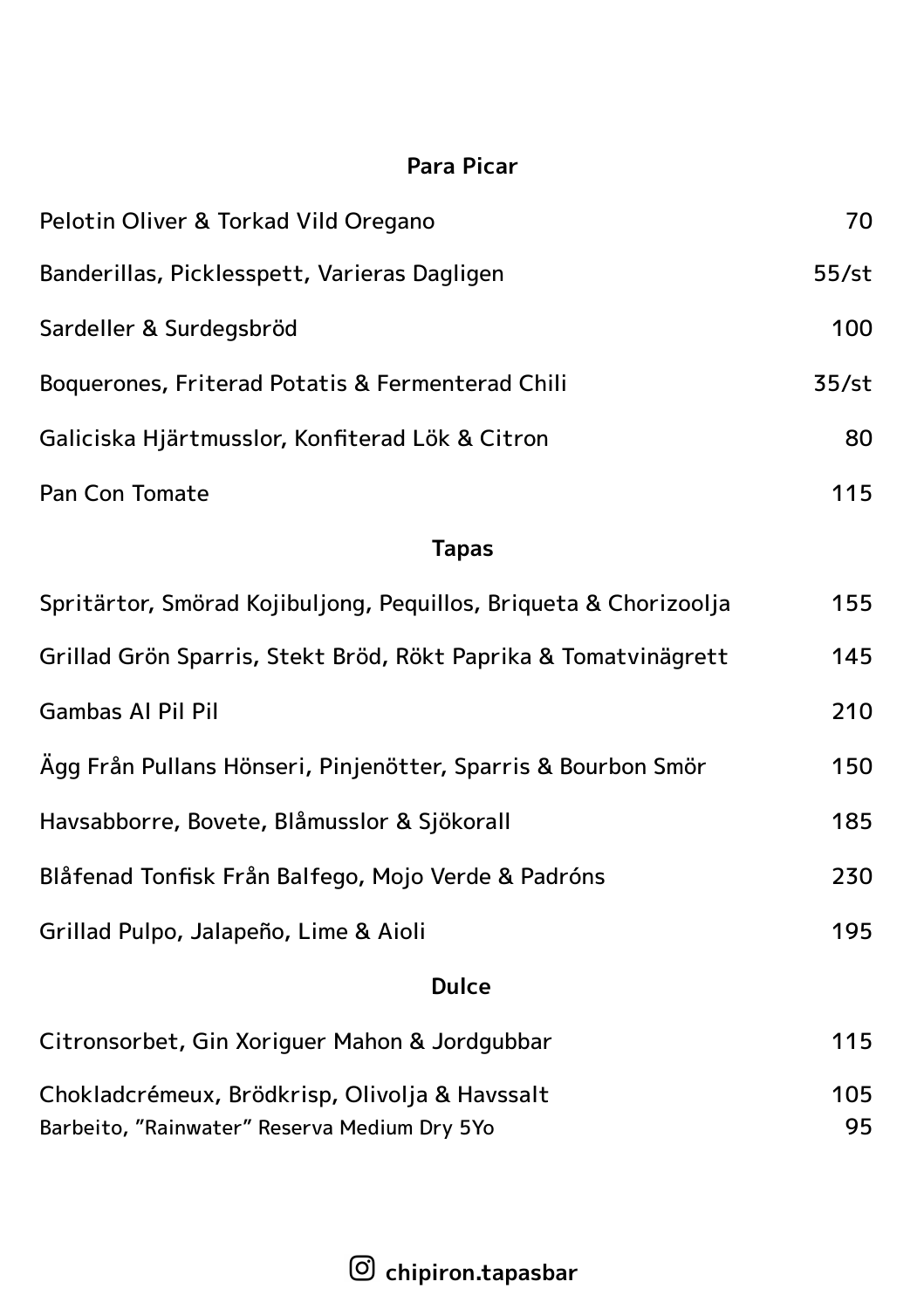## Para Picar

| | |
|---|---|
| Pelotin Oliver & Torkad Vild Oregano | 70 |
| Banderillas, Picklesspett, Varieras Dagligen | 55/st |
| Sardeller & Surdegsbröd | 100 |
| Boquerones, Friterad Potatis & Fermenterad Chili | 35/st |
| Galiciska Hjärtmusslor, Konfiterad Lök & Citron | 80 |
| Pan Con Tomate | 115 |

## Tapas

| | |
|---|---|
| Spritärtor, Smörad Kojibuljong, Pequillos, Briqueta & Chorizoolja | 155 |
| Grillad Grön Sparris, Stekt Bröd, Rökt Paprika & Tomatvinägrett | 145 |
| Gambas Al Pil Pil | 210 |
| Ägg Från Pullans Hönseri, Pinjenötter, Sparris & Bourbon Smör | 150 |
| Havsabborre, Bovete, Blåmusslor & Sjökorall | 185 |
| Blåfenad Tonfisk Från Balfego, Mojo Verde & Padróns | 230 |
| Grillad Pulpo, Jalapeño, Lime & Aioli | 195 |

## Dulce

| | |
|---|---|
| Citronsorbet, Gin Xoriguer Mahon & Jordgubbar | 115 |
| Chokladcrémeux, Brödkrisp, Olivolja & Havssalt | 105 |
| Barbeito, "Rainwater" Reserva Medium Dry 5Yo | 95 |

chipiron.tapasbar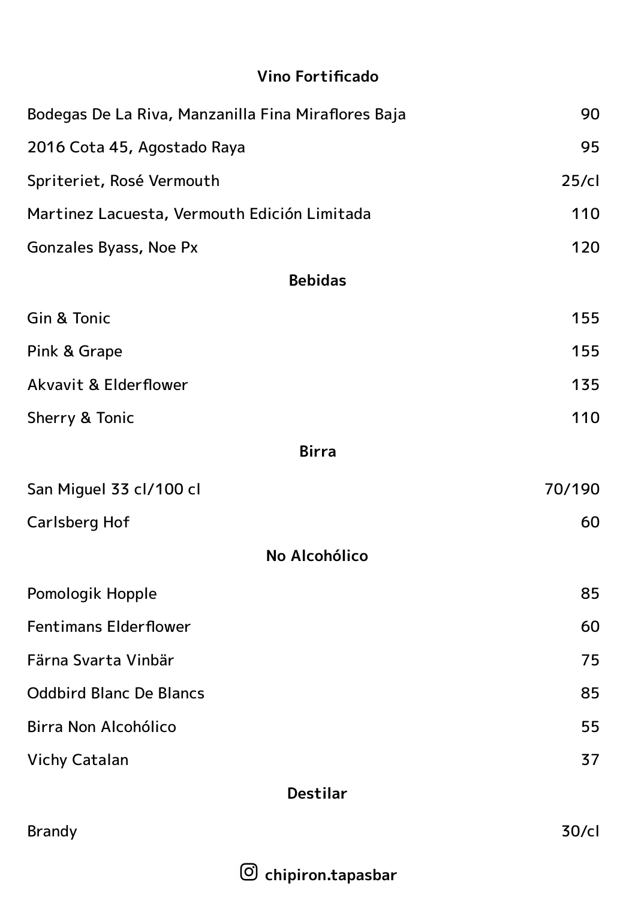## Vino Fortificado

| | |
|---|---|
| Bodegas De La Riva, Manzanilla Fina Miraflores Baja | 90 |
| 2016 Cota 45, Agostado Raya | 95 |
| Spriteriet, Rosé Vermouth | 25/cl |
| Martinez Lacuesta, Vermouth Edición Limitada | 110 |
| Gonzales Byass, Noe Px | 120 |

## Bebidas

| | |
|---|---|
| Gin & Tonic | 155 |
| Pink & Grape | 155 |
| Akvavit & Elderflower | 135 |
| Sherry & Tonic | 110 |

## Birra

| | |
|---|---|
| San Miguel 33 cl/100 cl | 70/190 |
| Carlsberg Hof | 60 |

## No Alcohólico

| | |
|---|---|
| Pomologik Hopple | 85 |
| Fentimans Elderflower | 60 |
| Färna Svarta Vinbär | 75 |
| Oddbird Blanc De Blancs | 85 |
| Birra Non Alcohólico | 55 |
| Vichy Catalan | 37 |

## Destilar

| | |
|---|---|
| Brandy | 30/cl |

**chipiron.tapasbar**